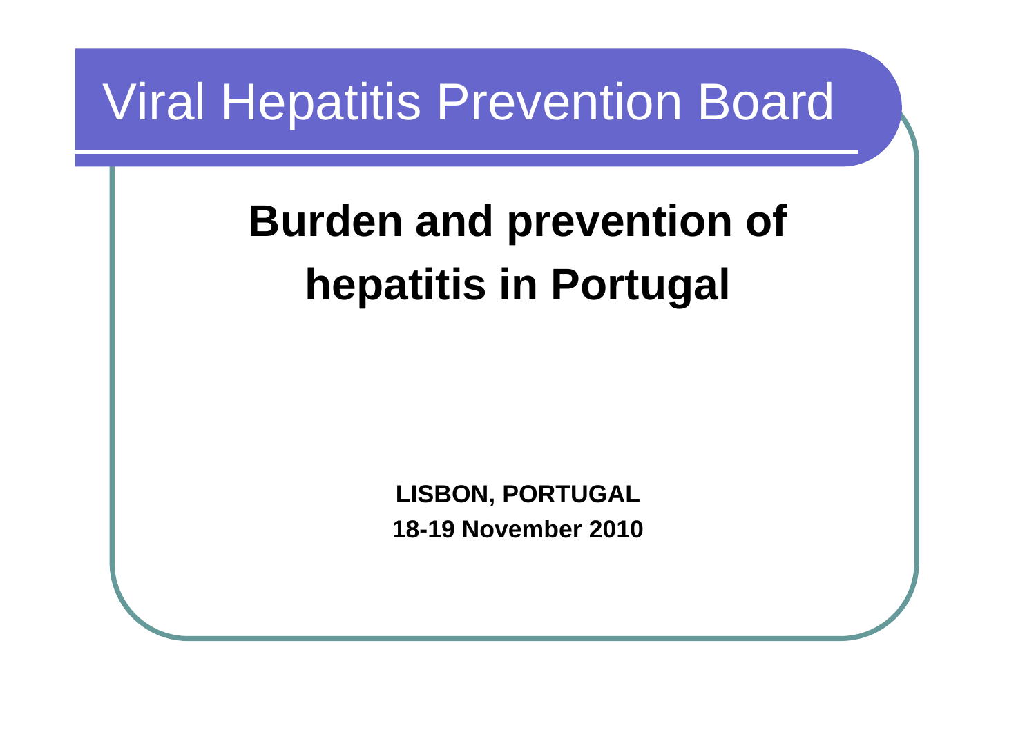# Viral Hepatitis Prevention Board

## Burden and prevention of hepatitis in Portugal

**LISBON, PORTUGAL**

**18-19 November 2010**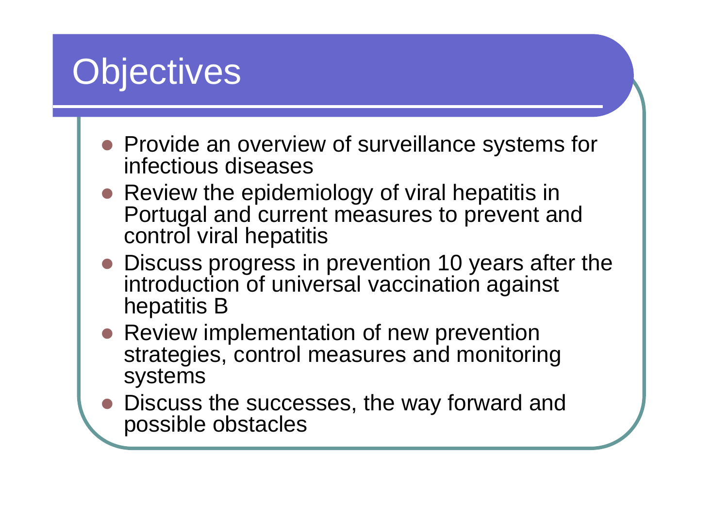# Objectives

- Provide an overview of surveillance systems for infectious diseases
- Review the epidemiology of viral hepatitis in Portugal and current measures to prevent and control viral hepatitis
- Discuss progress in prevention 10 years after the introduction of universal vaccination against hepatitis B
- Review implementation of new prevention strategies, control measures and monitoring systems
- Discuss the successes, the way forward and possible obstacles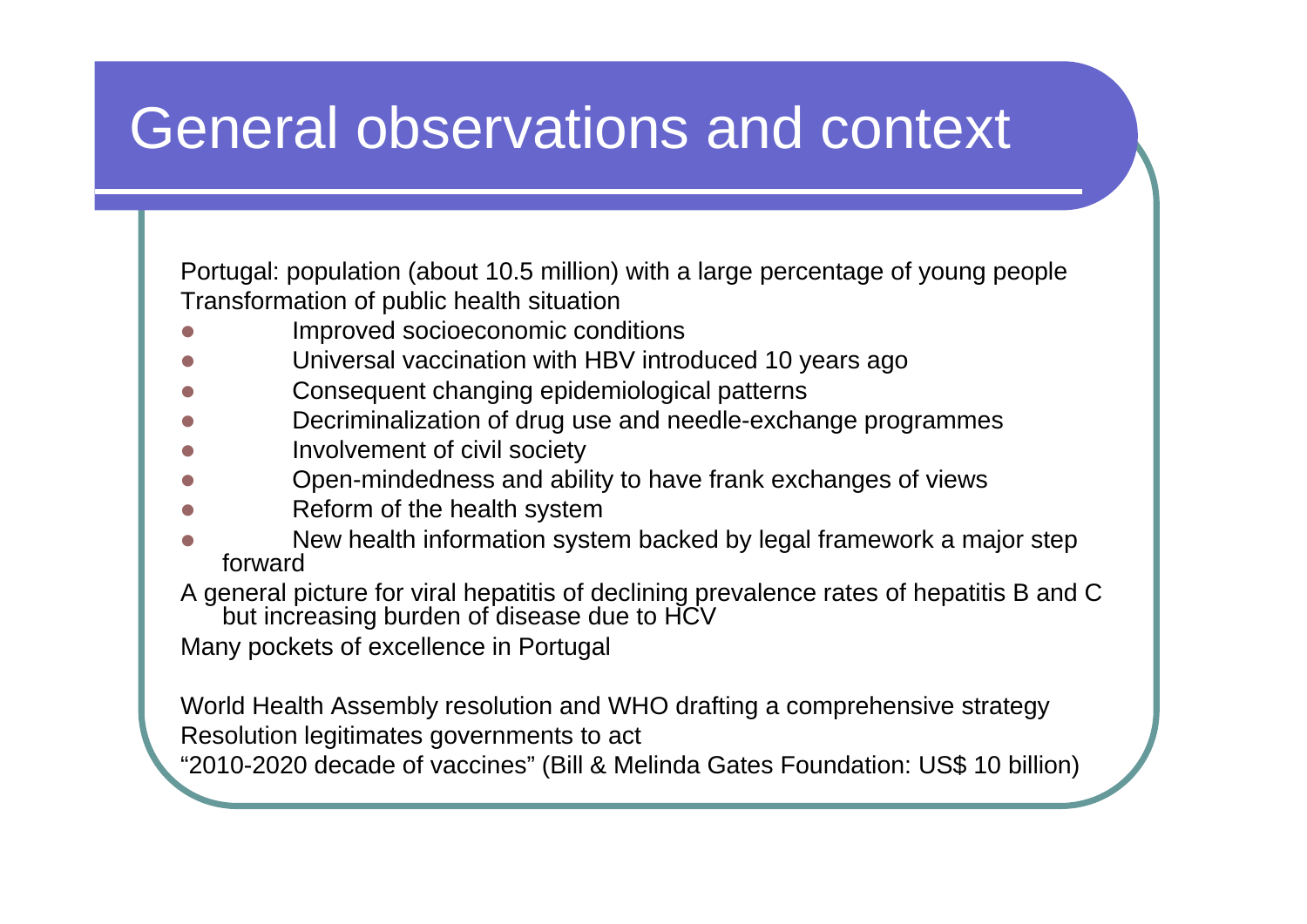# General observations and context

Portugal: population (about 10.5 million) with a large percentage of young people

Transformation of public health situation

- Improved socioeconomic conditions
- Universal vaccination with HBV introduced 10 years ago
- Consequent changing epidemiological patterns
- Decriminalization of drug use and needle-exchange programmes
- Involvement of civil society
- Open-mindedness and ability to have frank exchanges of views
- Reform of the health system
- New health information system backed by legal framework a major step forward

A general picture for viral hepatitis of declining prevalence rates of hepatitis B and C but increasing burden of disease due to HCV

Many pockets of excellence in Portugal

World Health Assembly resolution and WHO drafting a comprehensive strategy

Resolution legitimates governments to act

"2010-2020 decade of vaccines" (Bill & Melinda Gates Foundation: US$ 10 billion)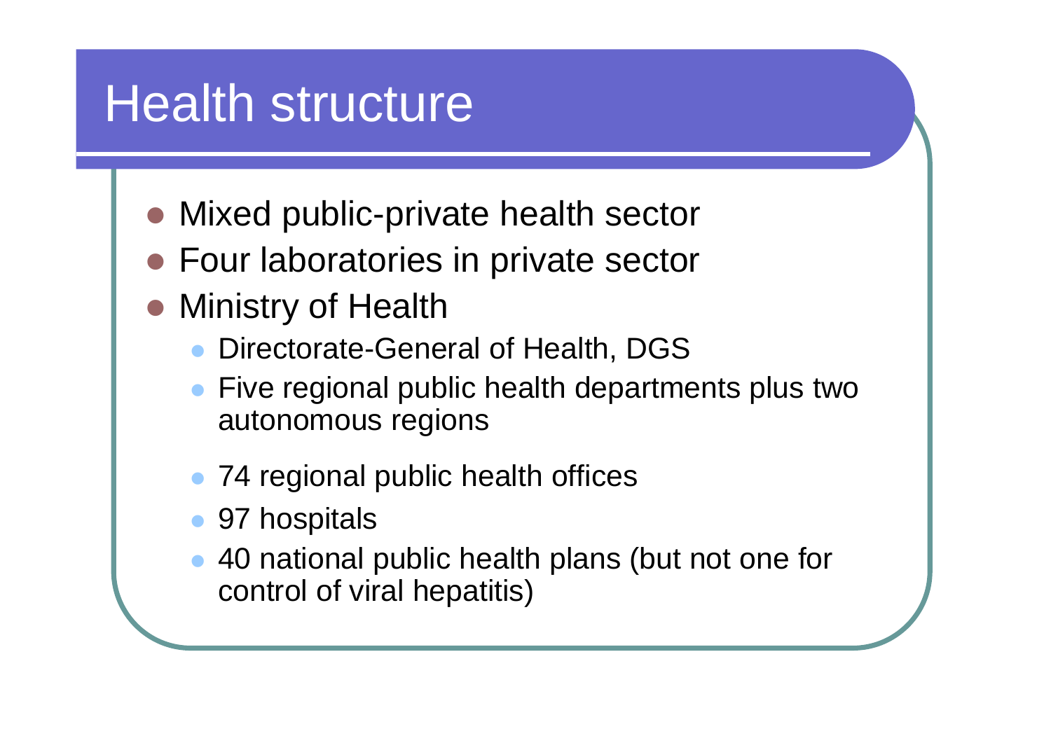# Health structure

- Mixed public-private health sector
- Four laboratories in private sector
- Ministry of Health
  - Directorate-General of Health, DGS
  - Five regional public health departments plus two autonomous regions
  - 74 regional public health offices
  - 97 hospitals
  - 40 national public health plans (but not one for control of viral hepatitis)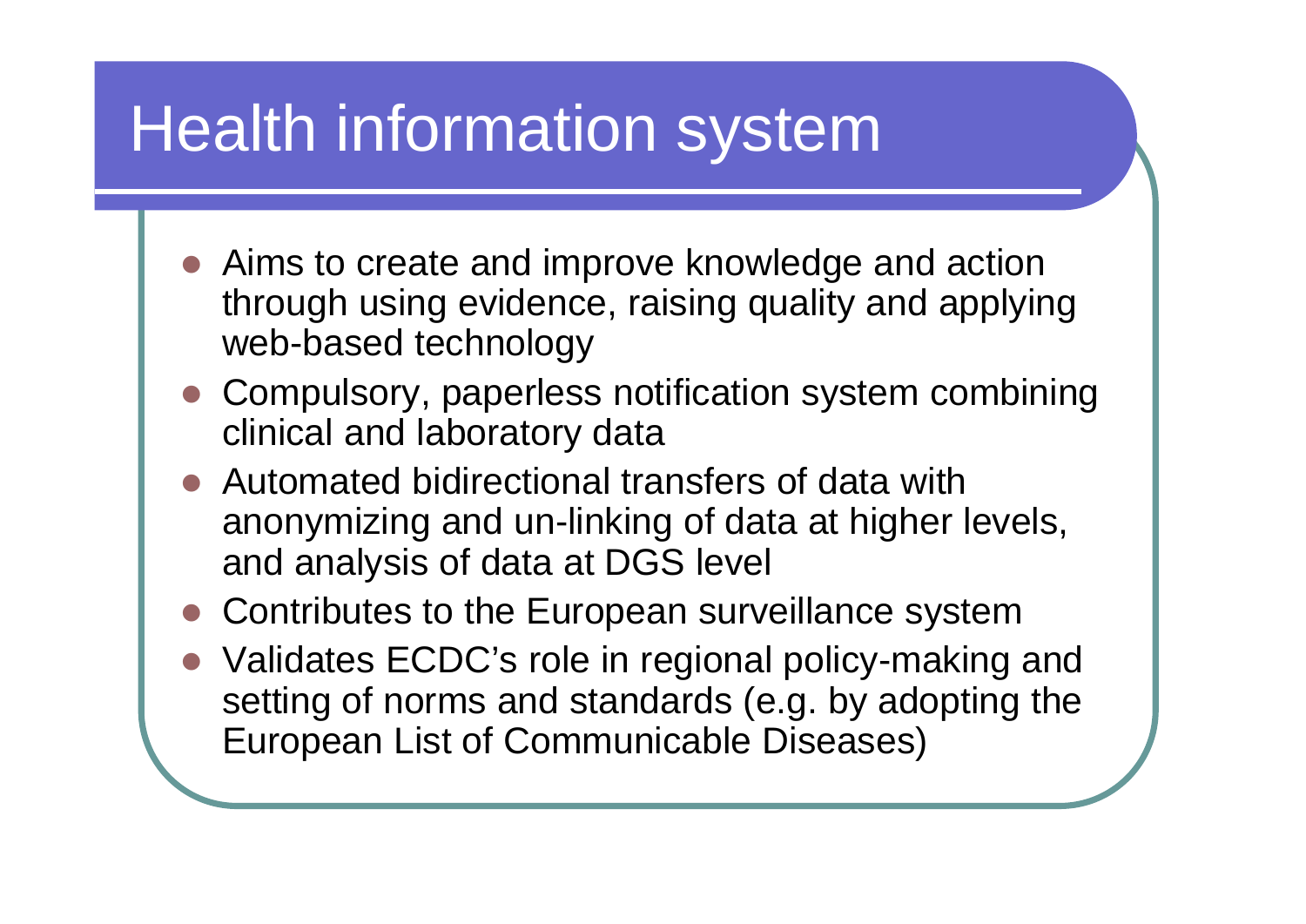# Health information system

- Aims to create and improve knowledge and action through using evidence, raising quality and applying web-based technology
- Compulsory, paperless notification system combining clinical and laboratory data
- Automated bidirectional transfers of data with anonymizing and un-linking of data at higher levels, and analysis of data at DGS level
- Contributes to the European surveillance system
- Validates ECDC's role in regional policy-making and setting of norms and standards (e.g. by adopting the European List of Communicable Diseases)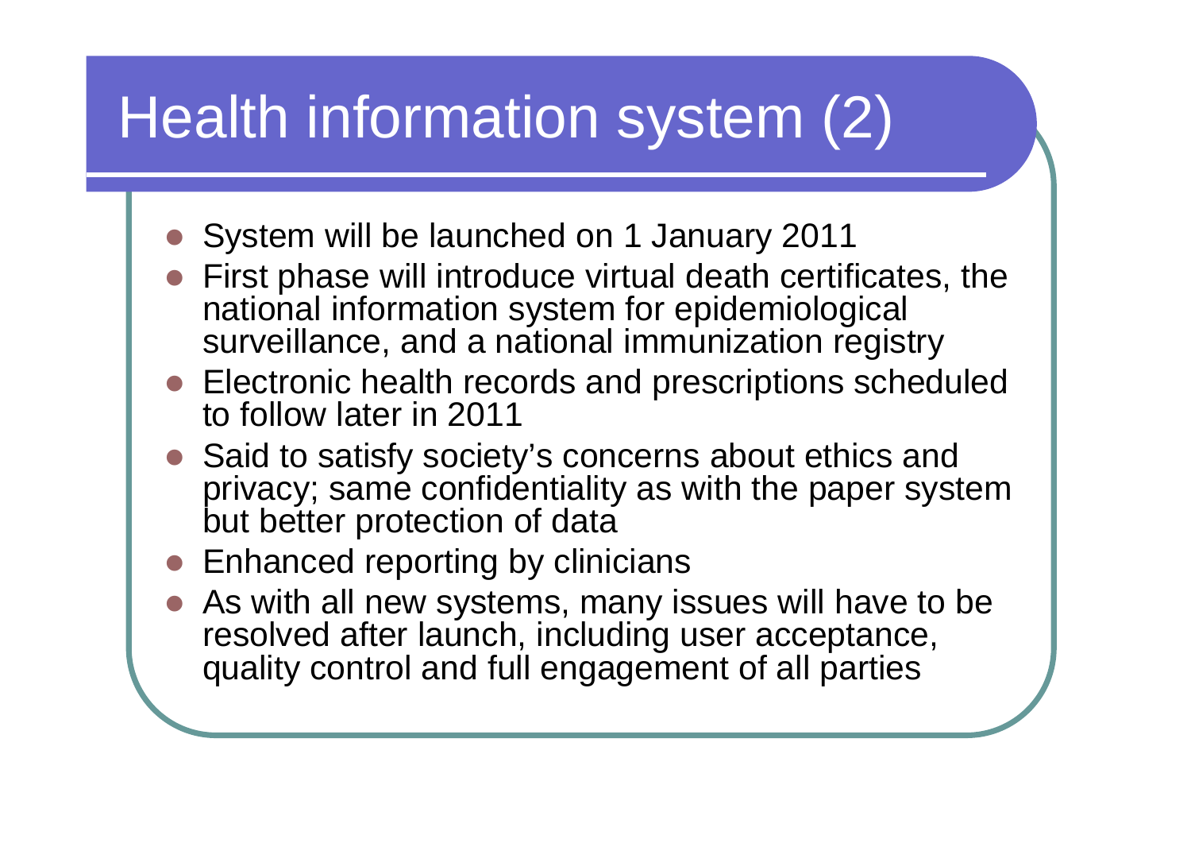# Health information system (2)

- System will be launched on 1 January 2011
- First phase will introduce virtual death certificates, the national information system for epidemiological surveillance, and a national immunization registry
- Electronic health records and prescriptions scheduled to follow later in 2011
- Said to satisfy society's concerns about ethics and privacy; same confidentiality as with the paper system but better protection of data
- Enhanced reporting by clinicians
- As with all new systems, many issues will have to be resolved after launch, including user acceptance, quality control and full engagement of all parties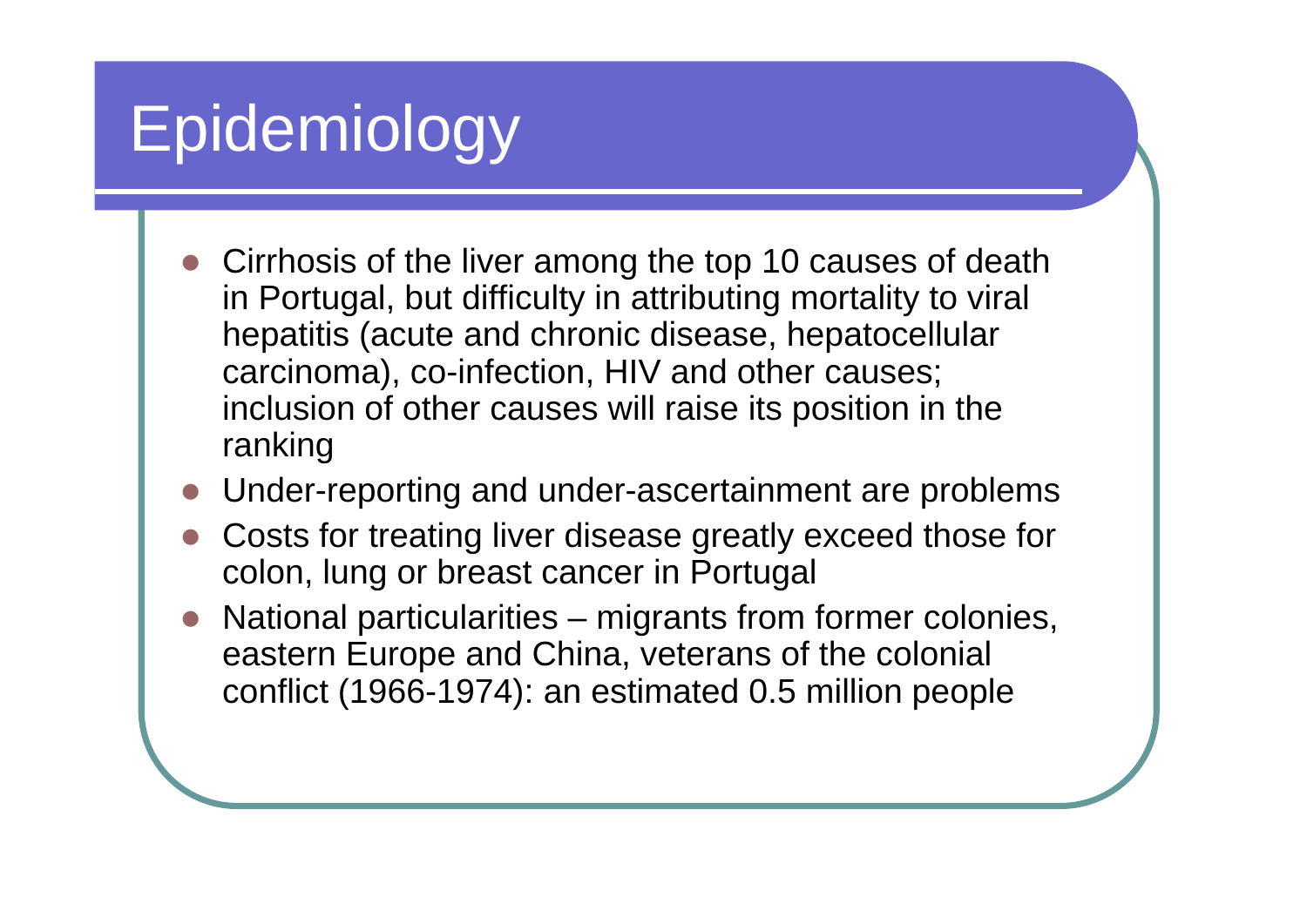# Epidemiology

- Cirrhosis of the liver among the top 10 causes of death in Portugal, but difficulty in attributing mortality to viral hepatitis (acute and chronic disease, hepatocellular carcinoma), co-infection, HIV and other causes; inclusion of other causes will raise its position in the ranking
- Under-reporting and under-ascertainment are problems
- Costs for treating liver disease greatly exceed those for colon, lung or breast cancer in Portugal
- National particularities – migrants from former colonies, eastern Europe and China, veterans of the colonial conflict (1966-1974): an estimated 0.5 million people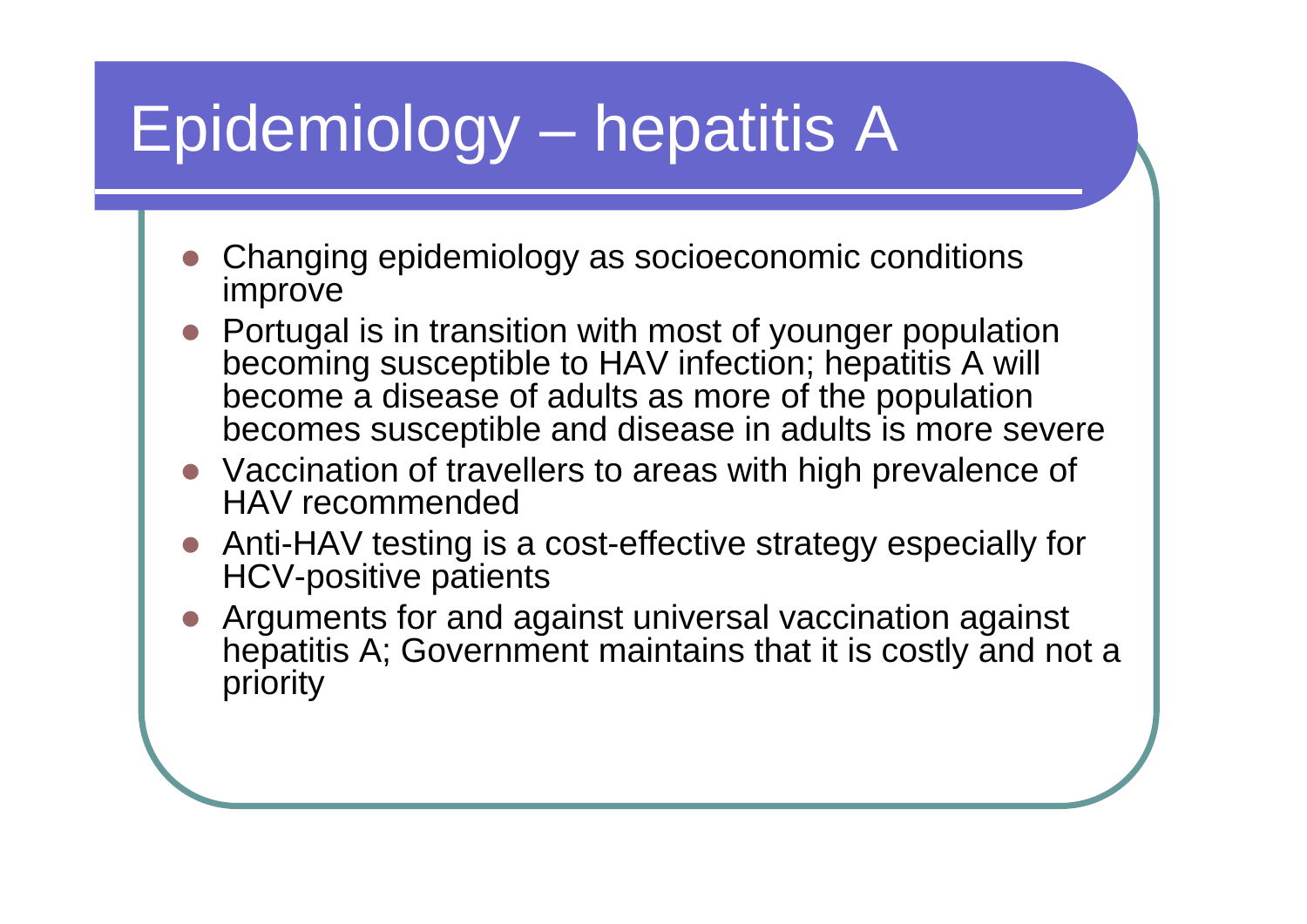# Epidemiology – hepatitis A

- Changing epidemiology as socioeconomic conditions improve
- Portugal is in transition with most of younger population becoming susceptible to HAV infection; hepatitis A will become a disease of adults as more of the population becomes susceptible and disease in adults is more severe
- Vaccination of travellers to areas with high prevalence of HAV recommended
- Anti-HAV testing is a cost-effective strategy especially for HCV-positive patients
- Arguments for and against universal vaccination against hepatitis A; Government maintains that it is costly and not a priority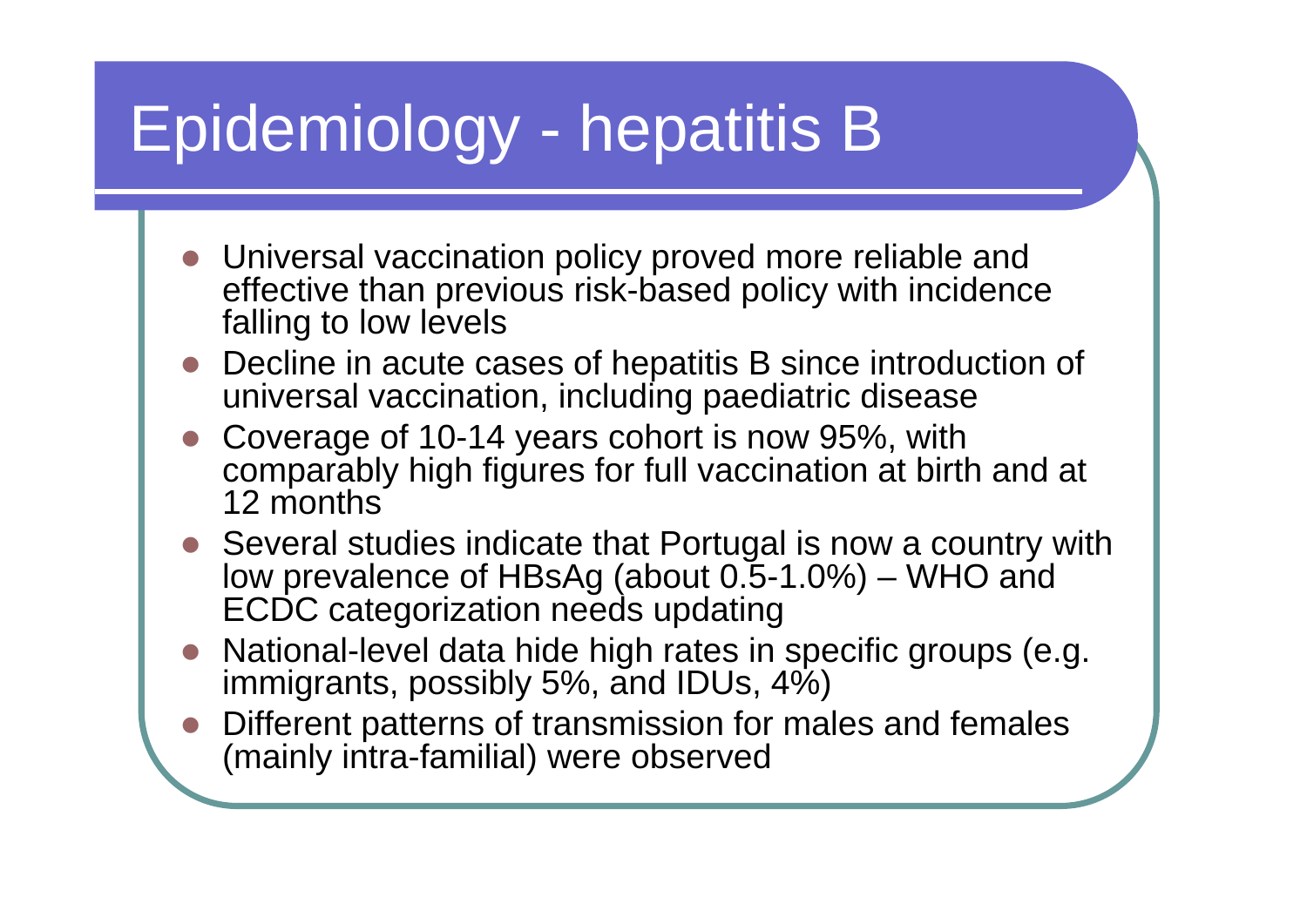# Epidemiology - hepatitis B

- Universal vaccination policy proved more reliable and effective than previous risk-based policy with incidence falling to low levels
- Decline in acute cases of hepatitis B since introduction of universal vaccination, including paediatric disease
- Coverage of 10-14 years cohort is now 95%, with comparably high figures for full vaccination at birth and at 12 months
- Several studies indicate that Portugal is now a country with low prevalence of HBsAg (about 0.5-1.0%) – WHO and ECDC categorization needs updating
- National-level data hide high rates in specific groups (e.g. immigrants, possibly 5%, and IDUs, 4%)
- Different patterns of transmission for males and females (mainly intra-familial) were observed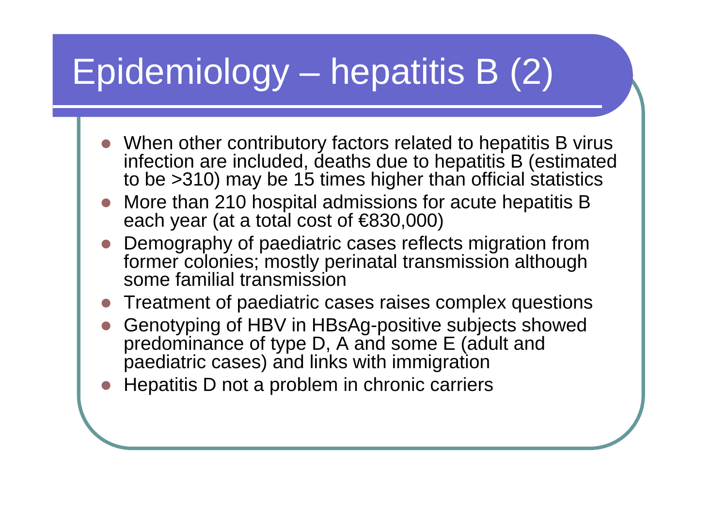# Epidemiology – hepatitis B (2)

- When other contributory factors related to hepatitis B virus infection are included, deaths due to hepatitis B (estimated to be >310) may be 15 times higher than official statistics
- More than 210 hospital admissions for acute hepatitis B each year (at a total cost of €830,000)
- Demography of paediatric cases reflects migration from former colonies; mostly perinatal transmission although some familial transmission
- Treatment of paediatric cases raises complex questions
- Genotyping of HBV in HBsAg-positive subjects showed predominance of type D, A and some E (adult and paediatric cases) and links with immigration
- Hepatitis D not a problem in chronic carriers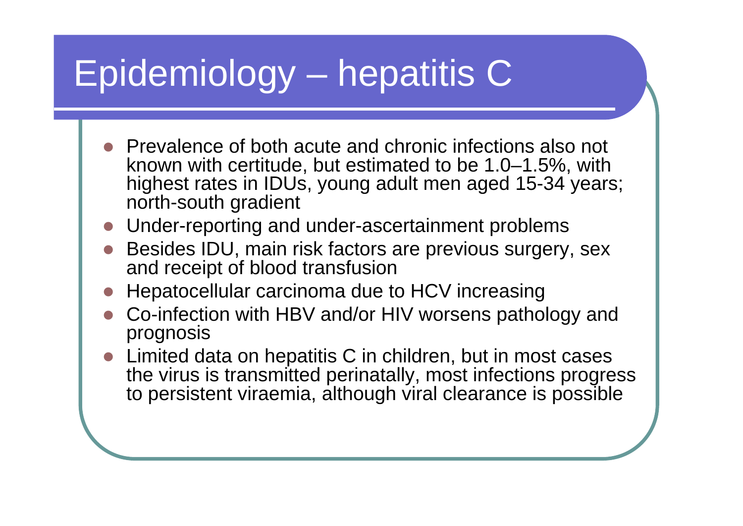# Epidemiology – hepatitis C

- Prevalence of both acute and chronic infections also not known with certitude, but estimated to be 1.0–1.5%, with highest rates in IDUs, young adult men aged 15-34 years; north-south gradient
- Under-reporting and under-ascertainment problems
- Besides IDU, main risk factors are previous surgery, sex and receipt of blood transfusion
- Hepatocellular carcinoma due to HCV increasing
- Co-infection with HBV and/or HIV worsens pathology and prognosis
- Limited data on hepatitis C in children, but in most cases the virus is transmitted perinatally, most infections progress to persistent viraemia, although viral clearance is possible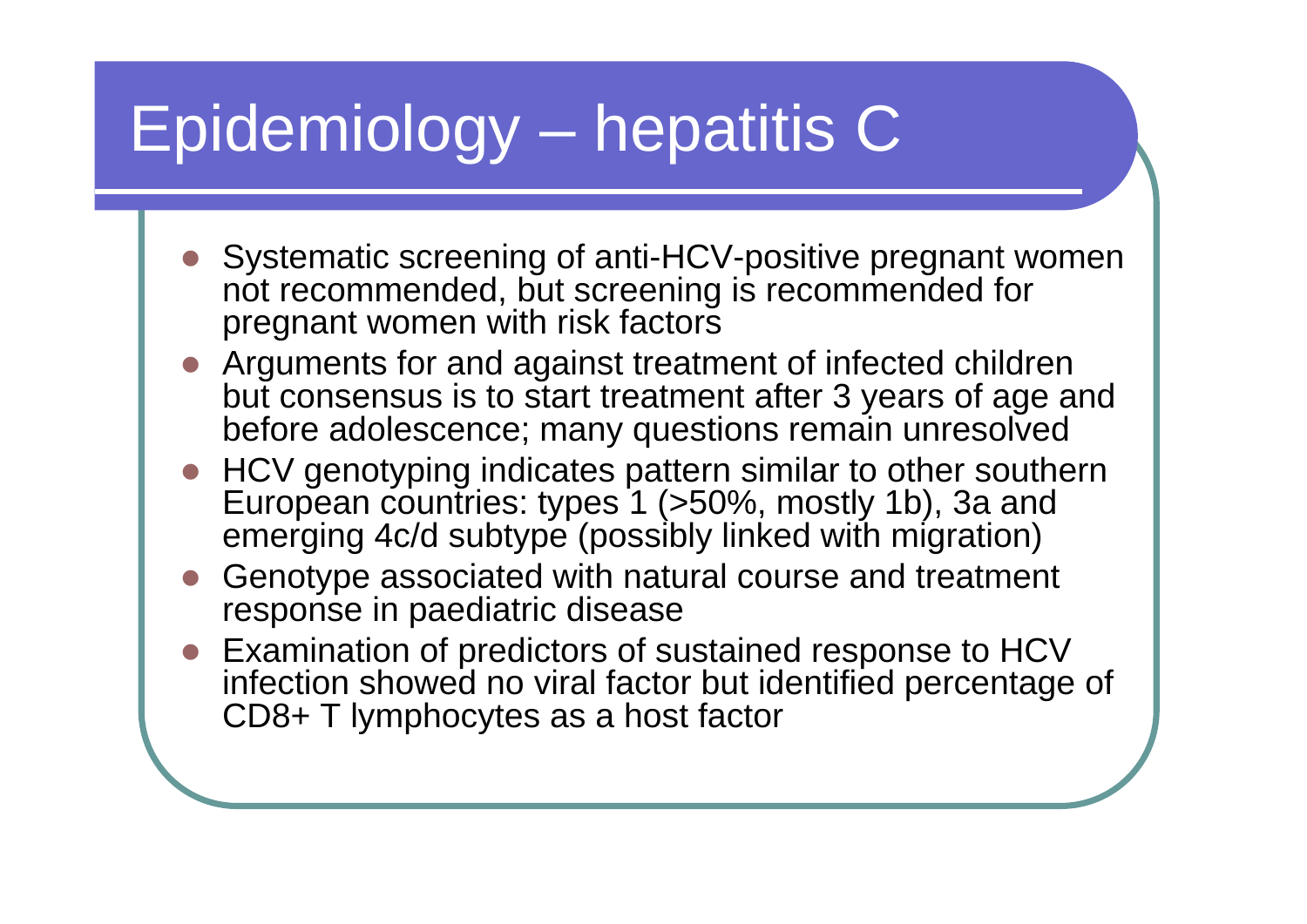# Epidemiology – hepatitis C

- Systematic screening of anti-HCV-positive pregnant women not recommended, but screening is recommended for pregnant women with risk factors
- Arguments for and against treatment of infected children but consensus is to start treatment after 3 years of age and before adolescence; many questions remain unresolved
- HCV genotyping indicates pattern similar to other southern European countries: types 1 (>50%, mostly 1b), 3a and emerging 4c/d subtype (possibly linked with migration)
- Genotype associated with natural course and treatment response in paediatric disease
- Examination of predictors of sustained response to HCV infection showed no viral factor but identified percentage of CD8+ T lymphocytes as a host factor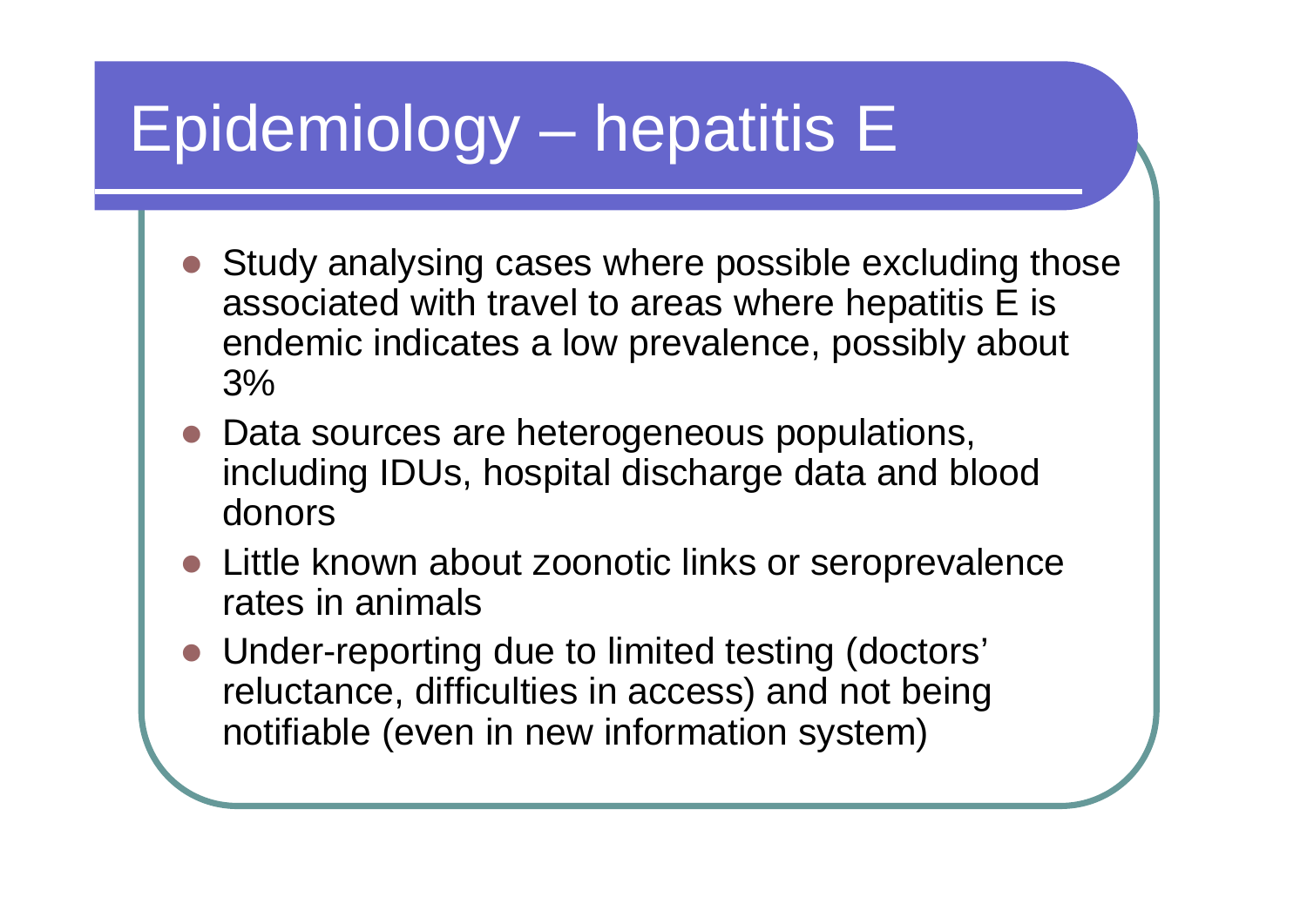# Epidemiology – hepatitis E

- Study analysing cases where possible excluding those associated with travel to areas where hepatitis E is endemic indicates a low prevalence, possibly about 3%
- Data sources are heterogeneous populations, including IDUs, hospital discharge data and blood donors
- Little known about zoonotic links or seroprevalence rates in animals
- Under-reporting due to limited testing (doctors' reluctance, difficulties in access) and not being notifiable (even in new information system)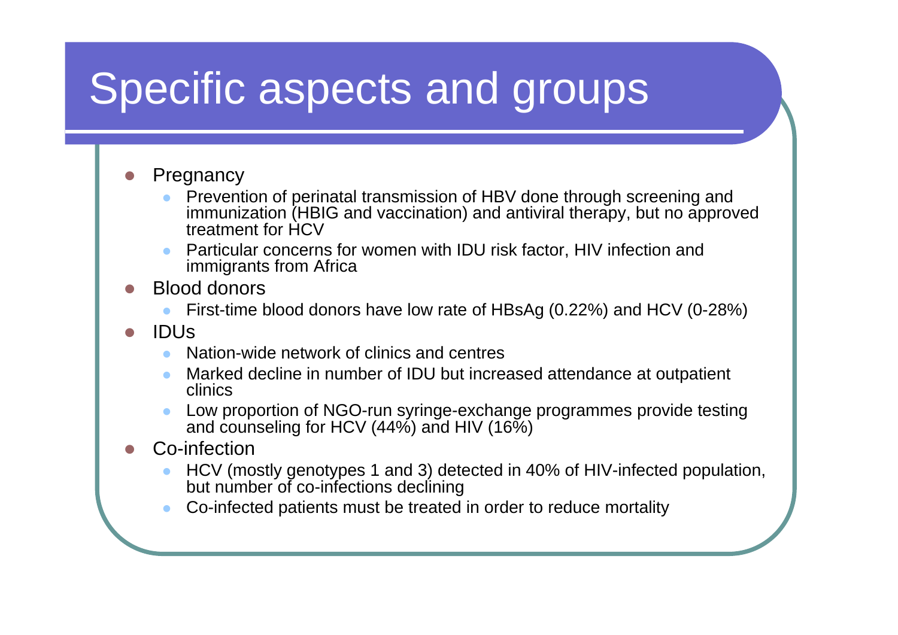# Specific aspects and groups

- Pregnancy
  - Prevention of perinatal transmission of HBV done through screening and immunization (HBIG and vaccination) and antiviral therapy, but no approved treatment for HCV
  - Particular concerns for women with IDU risk factor, HIV infection and immigrants from Africa
- Blood donors
  - First-time blood donors have low rate of HBsAg (0.22%) and HCV (0-28%)
- IDUs
  - Nation-wide network of clinics and centres
  - Marked decline in number of IDU but increased attendance at outpatient clinics
  - Low proportion of NGO-run syringe-exchange programmes provide testing and counseling for HCV (44%) and HIV (16%)
- Co-infection
  - HCV (mostly genotypes 1 and 3) detected in 40% of HIV-infected population, but number of co-infections declining
  - Co-infected patients must be treated in order to reduce mortality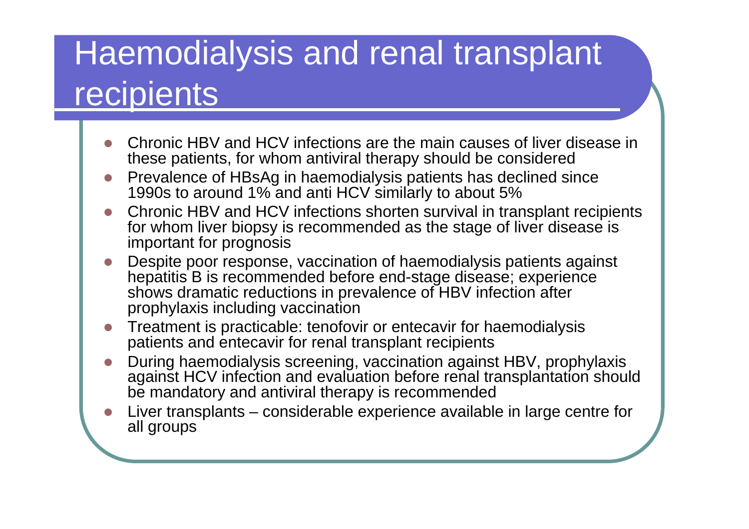# Haemodialysis and renal transplant recipients

- Chronic HBV and HCV infections are the main causes of liver disease in these patients, for whom antiviral therapy should be considered
- Prevalence of HBsAg in haemodialysis patients has declined since 1990s to around 1% and anti HCV similarly to about 5%
- Chronic HBV and HCV infections shorten survival in transplant recipients for whom liver biopsy is recommended as the stage of liver disease is important for prognosis
- Despite poor response, vaccination of haemodialysis patients against hepatitis B is recommended before end-stage disease; experience shows dramatic reductions in prevalence of HBV infection after prophylaxis including vaccination
- Treatment is practicable: tenofovir or entecavir for haemodialysis patients and entecavir for renal transplant recipients
- During haemodialysis screening, vaccination against HBV, prophylaxis against HCV infection and evaluation before renal transplantation should be mandatory and antiviral therapy is recommended
- Liver transplants – considerable experience available in large centre for all groups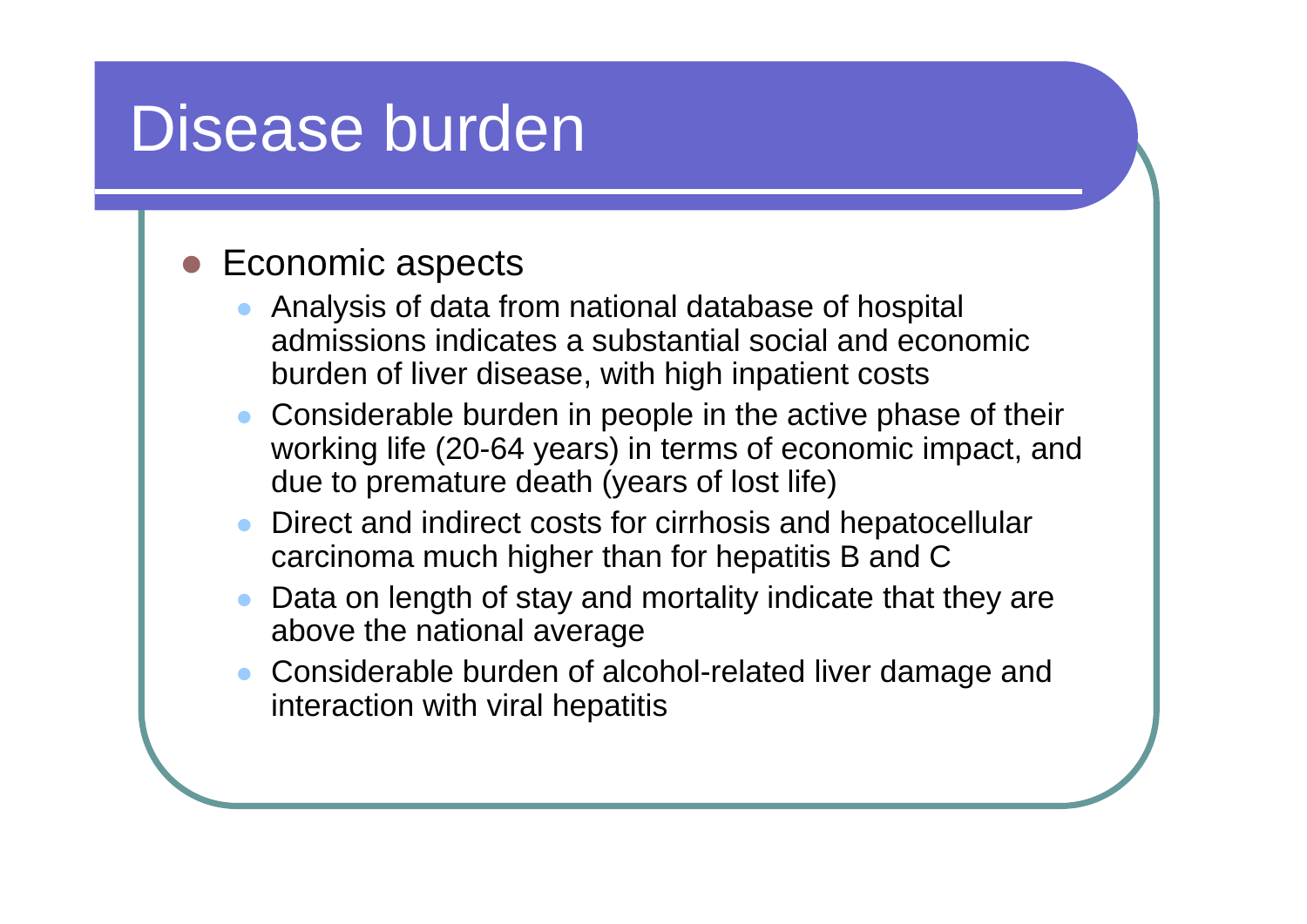# Disease burden

- Economic aspects
  - Analysis of data from national database of hospital admissions indicates a substantial social and economic burden of liver disease, with high inpatient costs
  - Considerable burden in people in the active phase of their working life (20-64 years) in terms of economic impact, and due to premature death (years of lost life)
  - Direct and indirect costs for cirrhosis and hepatocellular carcinoma much higher than for hepatitis B and C
  - Data on length of stay and mortality indicate that they are above the national average
  - Considerable burden of alcohol-related liver damage and interaction with viral hepatitis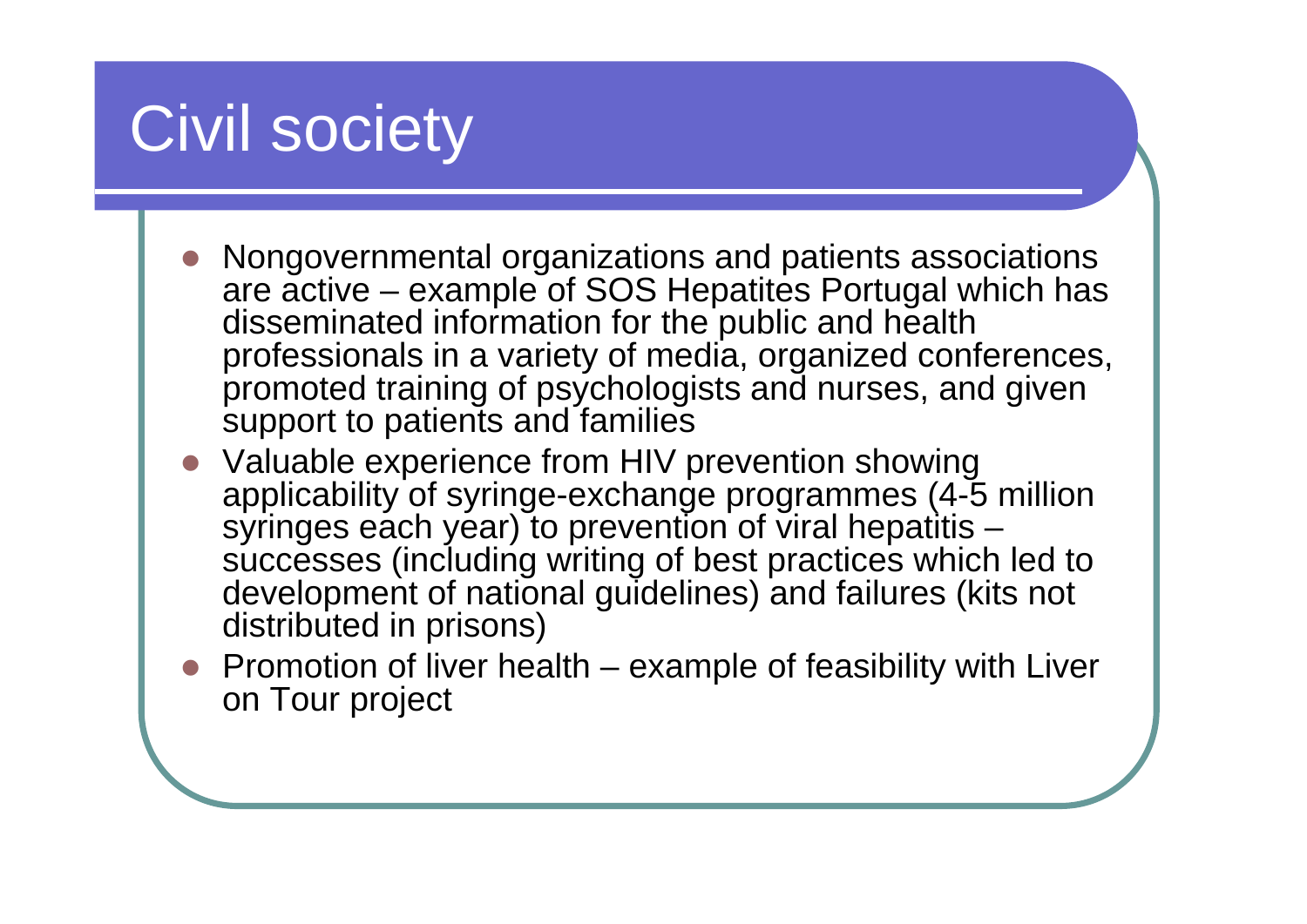# Civil society

- Nongovernmental organizations and patients associations are active – example of SOS Hepatites Portugal which has disseminated information for the public and health professionals in a variety of media, organized conferences, promoted training of psychologists and nurses, and given support to patients and families
- Valuable experience from HIV prevention showing applicability of syringe-exchange programmes (4-5 million syringes each year) to prevention of viral hepatitis – successes (including writing of best practices which led to development of national guidelines) and failures (kits not distributed in prisons)
- Promotion of liver health – example of feasibility with Liver on Tour project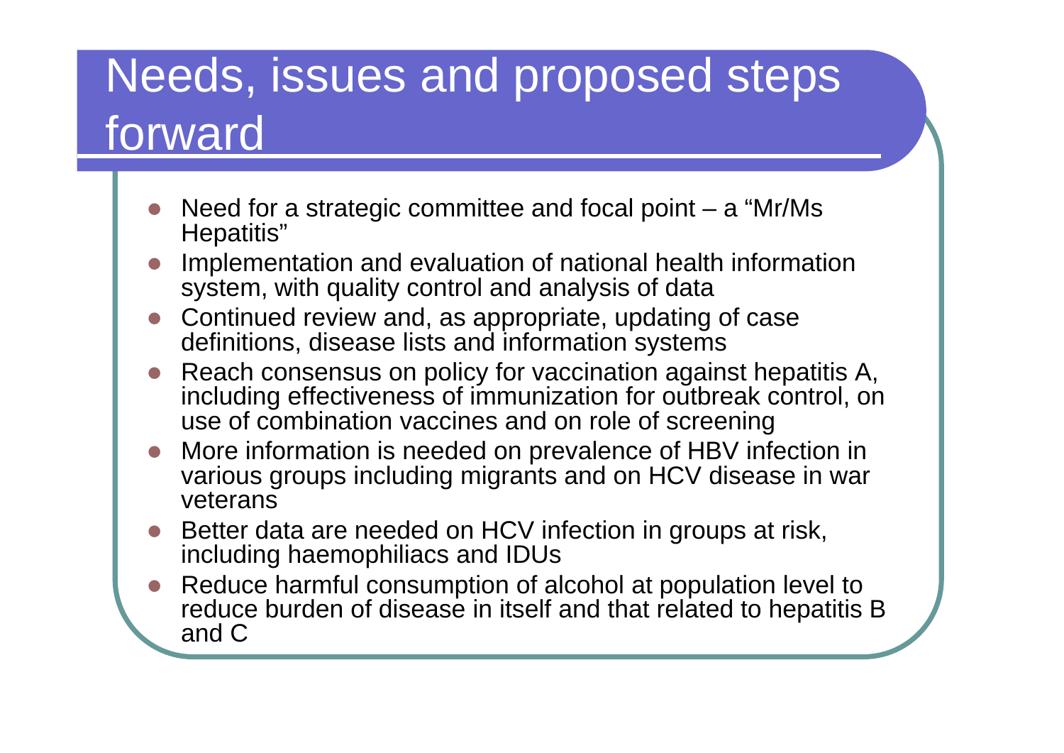# Needs, issues and proposed steps forward

- Need for a strategic committee and focal point – a "Mr/Ms Hepatitis"
- Implementation and evaluation of national health information system, with quality control and analysis of data
- Continued review and, as appropriate, updating of case definitions, disease lists and information systems
- Reach consensus on policy for vaccination against hepatitis A, including effectiveness of immunization for outbreak control, on use of combination vaccines and on role of screening
- More information is needed on prevalence of HBV infection in various groups including migrants and on HCV disease in war veterans
- Better data are needed on HCV infection in groups at risk, including haemophiliacs and IDUs
- Reduce harmful consumption of alcohol at population level to reduce burden of disease in itself and that related to hepatitis B and C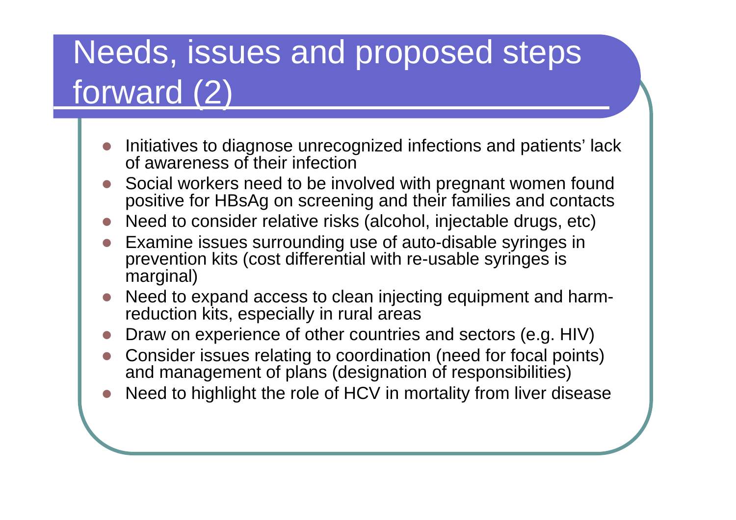# Needs, issues and proposed steps forward (2)

- Initiatives to diagnose unrecognized infections and patients' lack of awareness of their infection
- Social workers need to be involved with pregnant women found positive for HBsAg on screening and their families and contacts
- Need to consider relative risks (alcohol, injectable drugs, etc)
- Examine issues surrounding use of auto-disable syringes in prevention kits (cost differential with re-usable syringes is marginal)
- Need to expand access to clean injecting equipment and harm-reduction kits, especially in rural areas
- Draw on experience of other countries and sectors (e.g. HIV)
- Consider issues relating to coordination (need for focal points) and management of plans (designation of responsibilities)
- Need to highlight the role of HCV in mortality from liver disease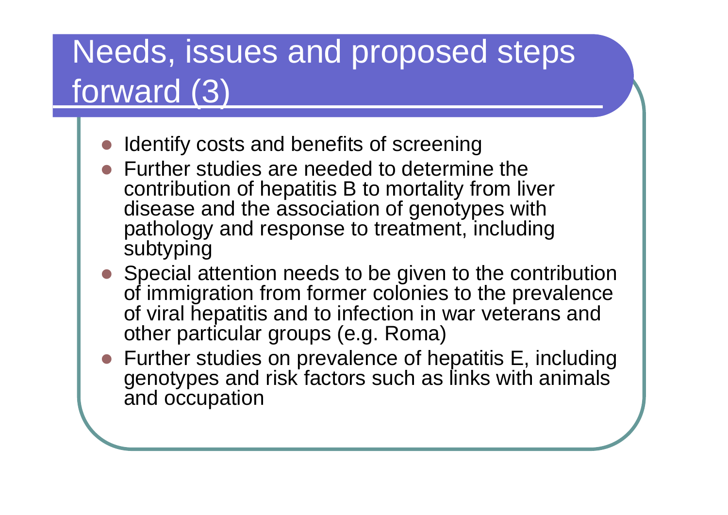# Needs, issues and proposed steps forward (3)

- Identify costs and benefits of screening
- Further studies are needed to determine the contribution of hepatitis B to mortality from liver disease and the association of genotypes with pathology and response to treatment, including subtyping
- Special attention needs to be given to the contribution of immigration from former colonies to the prevalence of viral hepatitis and to infection in war veterans and other particular groups (e.g. Roma)
- Further studies on prevalence of hepatitis E, including genotypes and risk factors such as links with animals and occupation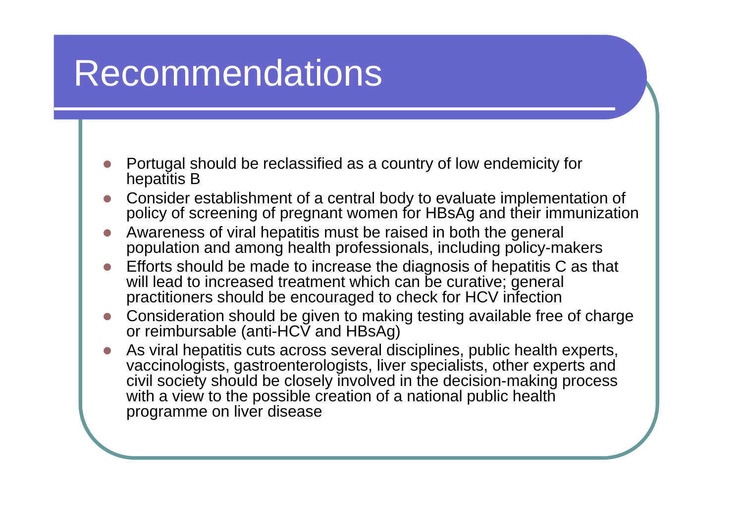# Recommendations

- Portugal should be reclassified as a country of low endemicity for hepatitis B
- Consider establishment of a central body to evaluate implementation of policy of screening of pregnant women for HBsAg and their immunization
- Awareness of viral hepatitis must be raised in both the general population and among health professionals, including policy-makers
- Efforts should be made to increase the diagnosis of hepatitis C as that will lead to increased treatment which can be curative; general practitioners should be encouraged to check for HCV infection
- Consideration should be given to making testing available free of charge or reimbursable (anti-HCV and HBsAg)
- As viral hepatitis cuts across several disciplines, public health experts, vaccinologists, gastroenterologists, liver specialists, other experts and civil society should be closely involved in the decision-making process with a view to the possible creation of a national public health programme on liver disease